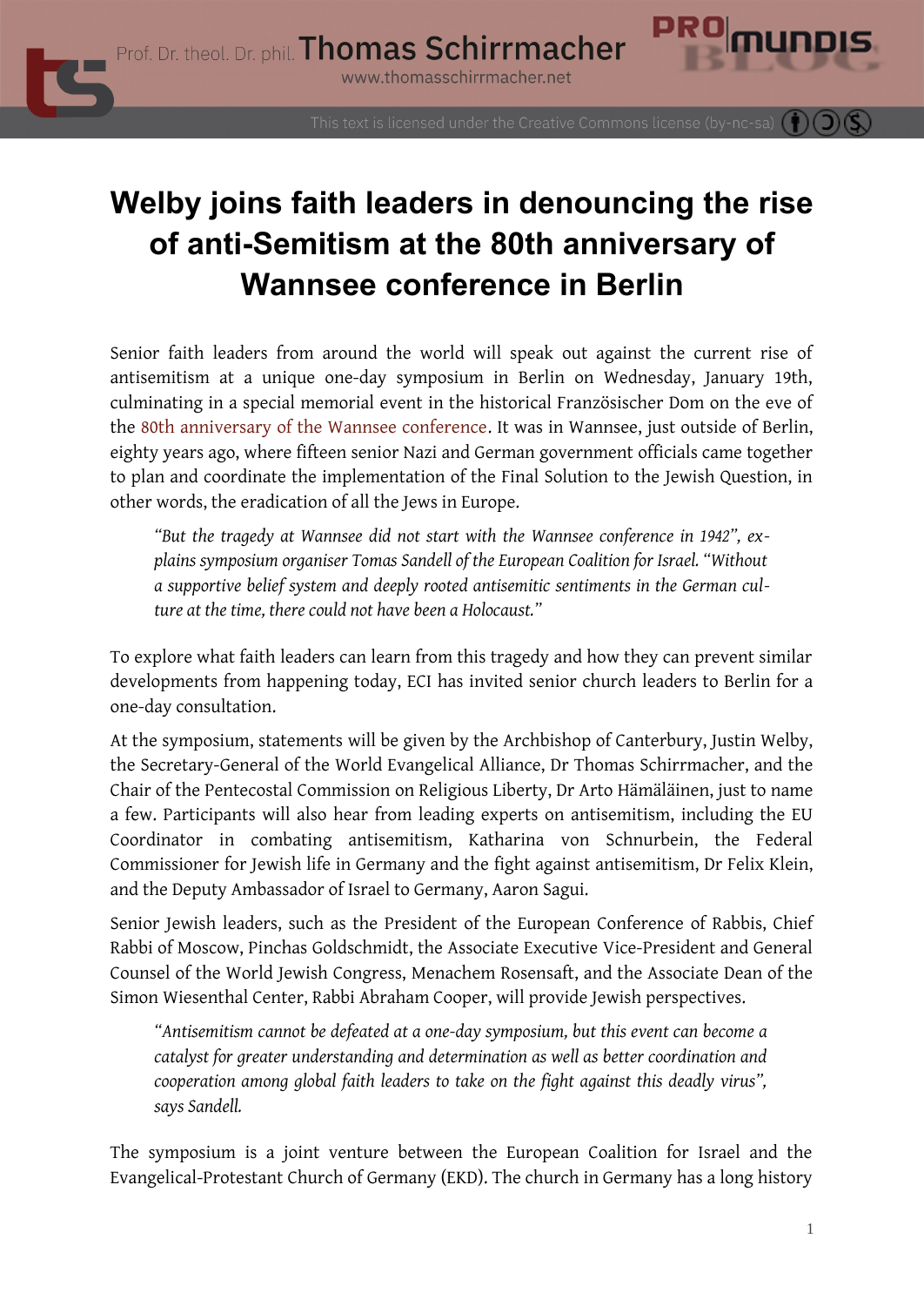# Welby joins faith leaders in denouncing the rise of anti-Semitism at the 80th anniversary of Wannsee conference in Berlin

Senior faith leaders from around the world will speak out against the current rise of antisemitism at a unique one-day symposium in Berlin on Wednesday, January 19th, culminating in a special memorial event in the historical Französischer Dom on the eve of the 80th anniversary of the Wannsee conference. It was in Wannsee, just outside of Berlin, eighty years ago, where fifteen senior Nazi and German government officials came together to plan and coordinate the implementation of the Final Solution to the Jewish Question, in other words, the eradication of all the Jews in Europe.

> *"But the tragedy at Wannsee did not start with the Wannsee conference in 1942", explains symposium organiser Tomas Sandell of the European Coalition for Israel. "Without a supportive belief system and deeply rooted antisemitic sentiments in the German culture at the time, there could not have been a Holocaust."*

To explore what faith leaders can learn from this tragedy and how they can prevent similar developments from happening today, ECI has invited senior church leaders to Berlin for a one-day consultation.

At the symposium, statements will be given by the Archbishop of Canterbury, Justin Welby, the Secretary-General of the World Evangelical Alliance, Dr Thomas Schirrmacher, and the Chair of the Pentecostal Commission on Religious Liberty, Dr Arto Hämäläinen, just to name a few. Participants will also hear from leading experts on antisemitism, including the EU Coordinator in combating antisemitism, Katharina von Schnurbein, the Federal Commissioner for Jewish life in Germany and the fight against antisemitism, Dr Felix Klein, and the Deputy Ambassador of Israel to Germany, Aaron Sagui.

Senior Jewish leaders, such as the President of the European Conference of Rabbis, Chief Rabbi of Moscow, Pinchas Goldschmidt, the Associate Executive Vice-President and General Counsel of the World Jewish Congress, Menachem Rosensaft, and the Associate Dean of the Simon Wiesenthal Center, Rabbi Abraham Cooper, will provide Jewish perspectives.

> *"Antisemitism cannot be defeated at a one-day symposium, but this event can become a catalyst for greater understanding and determination as well as better coordination and cooperation among global faith leaders to take on the fight against this deadly virus", says Sandell.*

The symposium is a joint venture between the European Coalition for Israel and the Evangelical-Protestant Church of Germany (EKD). The church in Germany has a long history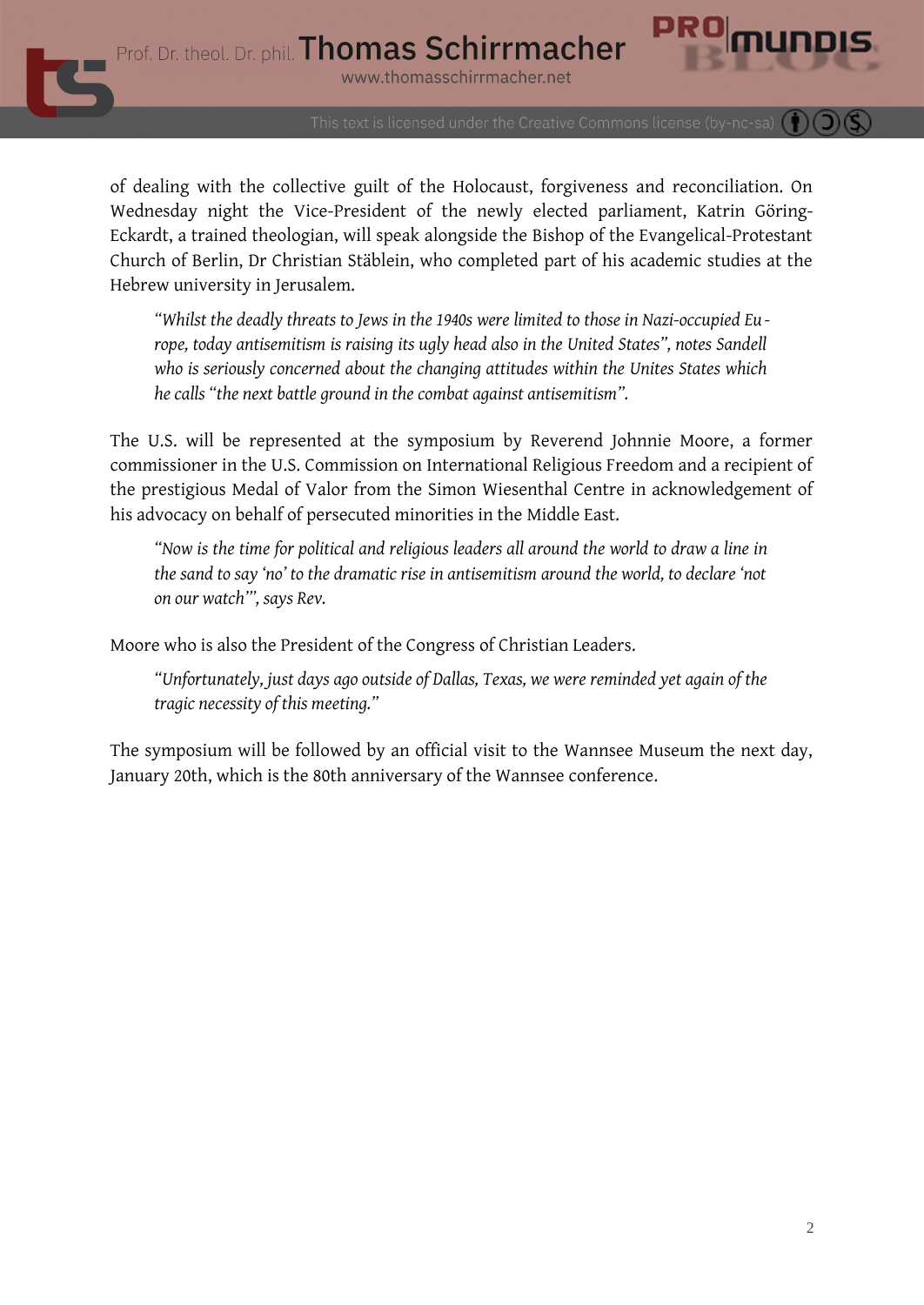of dealing with the collective guilt of the Holocaust, forgiveness and reconciliation. On Wednesday night the Vice-President of the newly elected parliament, Katrin Göring-Eckardt, a trained theologian, will speak alongside the Bishop of the Evangelical-Protestant Church of Berlin, Dr Christian Stäblein, who completed part of his academic studies at the Hebrew university in Jerusalem.

> *"Whilst the deadly threats to Jews in the 1940s were limited to those in Nazi-occupied Europe, today antisemitism is raising its ugly head also in the United States", notes Sandell who is seriously concerned about the changing attitudes within the Unites States which he calls "the next battle ground in the combat against antisemitism".*

The U.S. will be represented at the symposium by Reverend Johnnie Moore, a former commissioner in the U.S. Commission on International Religious Freedom and a recipient of the prestigious Medal of Valor from the Simon Wiesenthal Centre in acknowledgement of his advocacy on behalf of persecuted minorities in the Middle East.

> *"Now is the time for political and religious leaders all around the world to draw a line in the sand to say 'no' to the dramatic rise in antisemitism around the world, to declare 'not on our watch'", says Rev.*

Moore who is also the President of the Congress of Christian Leaders.

> *"Unfortunately, just days ago outside of Dallas, Texas, we were reminded yet again of the tragic necessity of this meeting."*

The symposium will be followed by an official visit to the Wannsee Museum the next day, January 20th, which is the 80th anniversary of the Wannsee conference.